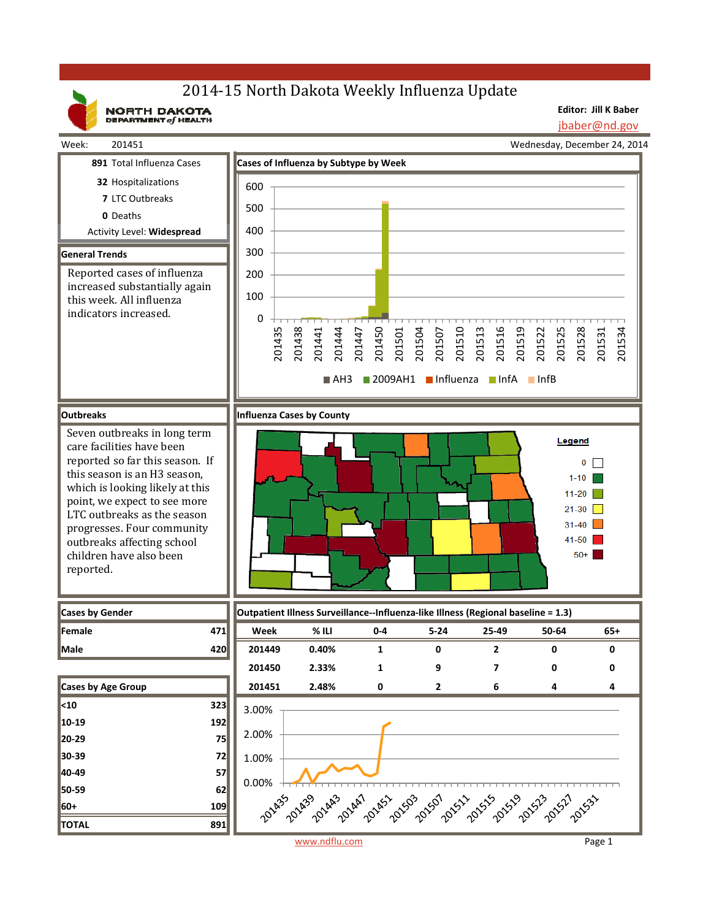# 2014-15 North Dakota Weekly Influenza Update

NORTH DAKOTA DEPARTMENT of HEALTH

**Editor: Jill K Baber**
jbaber@nd.gov

Week: 201451 — Wednesday, December 24, 2014

**891** Total Influenza Cases
**32** Hospitalizations
**7** LTC Outbreaks
**0** Deaths
Activity Level: **Widespread**

## General Trends

Reported cases of influenza increased substantially again this week. All influenza indicators increased.

## Cases of Influenza by Subtype by Week

Legend: AH3, 2009AH1, Influenza, InfA, InfB

## Outbreaks

Seven outbreaks in long term care facilities have been reported so far this season. If this season is an H3 season, which is looking likely at this point, we expect to see more LTC outbreaks as the season progresses. Four community outbreaks affecting school children have also been reported.

## Influenza Cases by County

Legend: 0; 1-10; 11-20; 21-30; 31-40; 41-50; 50+

## Cases by Gender

| | |
|---|---|
| Female | 471 |
| Male | 420 |

## Outpatient Illness Surveillance--Influenza-like Illness (Regional baseline = 1.3)

| Week | % ILI | 0-4 | 5-24 | 25-49 | 50-64 | 65+ |
|---|---|---|---|---|---|---|
| 201449 | 0.40% | 1 | 0 | 2 | 0 | 0 |
| 201450 | 2.33% | 1 | 9 | 7 | 0 | 0 |
| 201451 | 2.48% | 0 | 2 | 6 | 4 | 4 |

## Cases by Age Group

| | |
|---|---|
| <10 | 323 |
| 10-19 | 192 |
| 20-29 | 75 |
| 30-39 | 72 |
| 40-49 | 57 |
| 50-59 | 62 |
| 60+ | 109 |
| **TOTAL** | **891** |

www.ndflu.com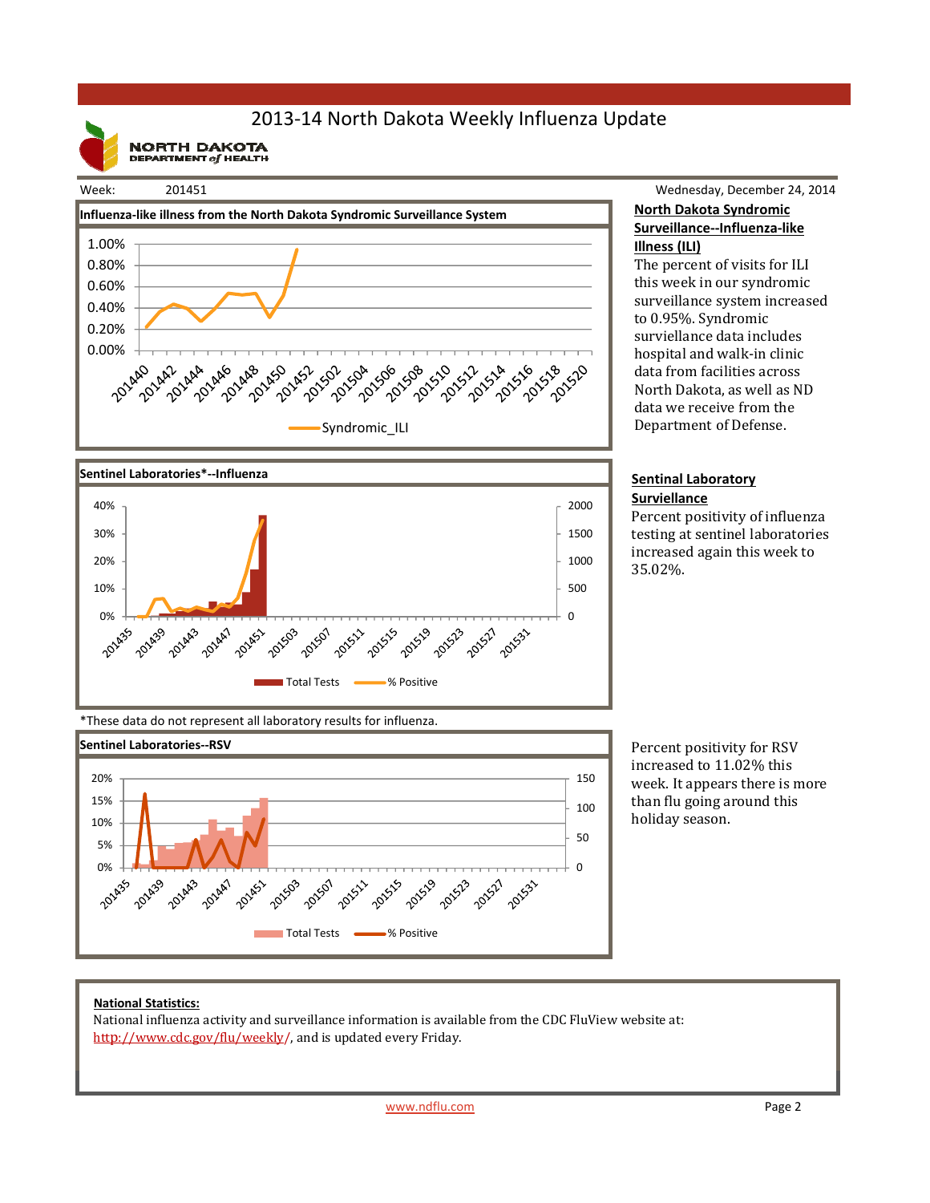# 2013-14 North Dakota Weekly Influenza Update

NORTH DAKOTA DEPARTMENT of HEALTH

Week: 201451

Wednesday, December 24, 2014

**Influenza-like illness from the North Dakota Syndromic Surveillance System**

1.00%
0.80%
0.60%
0.40%
0.20%
0.00%

201440 201442 201444 201446 201448 201450 201452 201502 201504 201506 201508 201510 201512 201514 201516 201518 201520

Syndromic_ILI

### North Dakota Syndromic Surveillance--Influenza-like Illness (ILI)

The percent of visits for ILI this week in our syndromic surveillance system increased to 0.95%. Syndromic surviellance data includes hospital and walk-in clinic data from facilities across North Dakota, as well as ND data we receive from the Department of Defense.

**Sentinel Laboratories*--Influenza**

40%
30%
20%
10%
0%

2000
1500
1000
500
0

201435 201439 201443 201447 201451 201503 201507 201511 201515 201519 201523 201527 201531

Total Tests    % Positive

### Sentinal Laboratory Surviellance

Percent positivity of influenza testing at sentinel laboratories increased again this week to 35.02%.

*These data do not represent all laboratory results for influenza.

**Sentinel Laboratories--RSV**

20%
15%
10%
5%
0%

150
100
50
0

201435 201439 201443 201447 201451 201503 201507 201511 201515 201519 201523 201527 201531

Total Tests    % Positive

Percent positivity for RSV increased to 11.02% this week. It appears there is more than flu going around this holiday season.

**National Statistics:**

National influenza activity and surveillance information is available from the CDC FluView website at: http://www.cdc.gov/flu/weekly/, and is updated every Friday.

www.ndflu.com